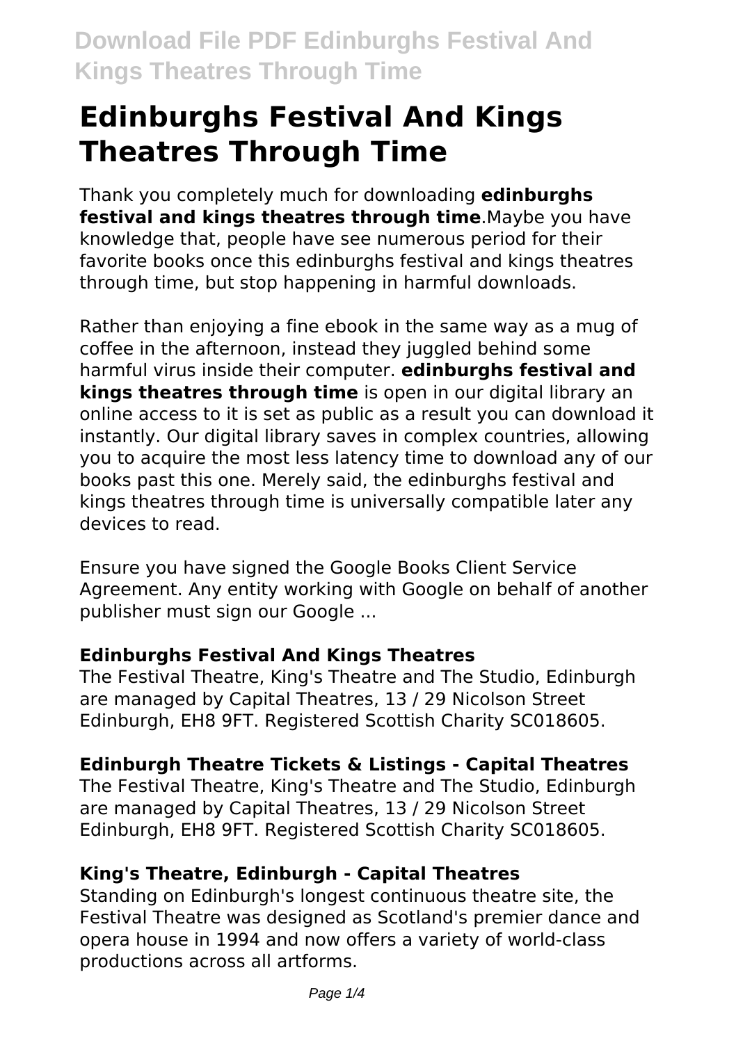# Edinburghs Festival And Kings Theatres Through Time

Thank you completely much for downloading **edinburghs festival and kings theatres through time**.Maybe you have knowledge that, people have see numerous period for their favorite books once this edinburghs festival and kings theatres through time, but stop happening in harmful downloads.

Rather than enjoying a fine ebook in the same way as a mug of coffee in the afternoon, instead they juggled behind some harmful virus inside their computer. **edinburghs festival and kings theatres through time** is open in our digital library an online access to it is set as public as a result you can download it instantly. Our digital library saves in complex countries, allowing you to acquire the most less latency time to download any of our books past this one. Merely said, the edinburghs festival and kings theatres through time is universally compatible later any devices to read.

Ensure you have signed the Google Books Client Service Agreement. Any entity working with Google on behalf of another publisher must sign our Google ...

### Edinburghs Festival And Kings Theatres

The Festival Theatre, King's Theatre and The Studio, Edinburgh are managed by Capital Theatres, 13 / 29 Nicolson Street Edinburgh, EH8 9FT. Registered Scottish Charity SC018605.

### Edinburgh Theatre Tickets & Listings - Capital Theatres

The Festival Theatre, King's Theatre and The Studio, Edinburgh are managed by Capital Theatres, 13 / 29 Nicolson Street Edinburgh, EH8 9FT. Registered Scottish Charity SC018605.

### King's Theatre, Edinburgh - Capital Theatres

Standing on Edinburgh's longest continuous theatre site, the Festival Theatre was designed as Scotland's premier dance and opera house in 1994 and now offers a variety of world-class productions across all artforms.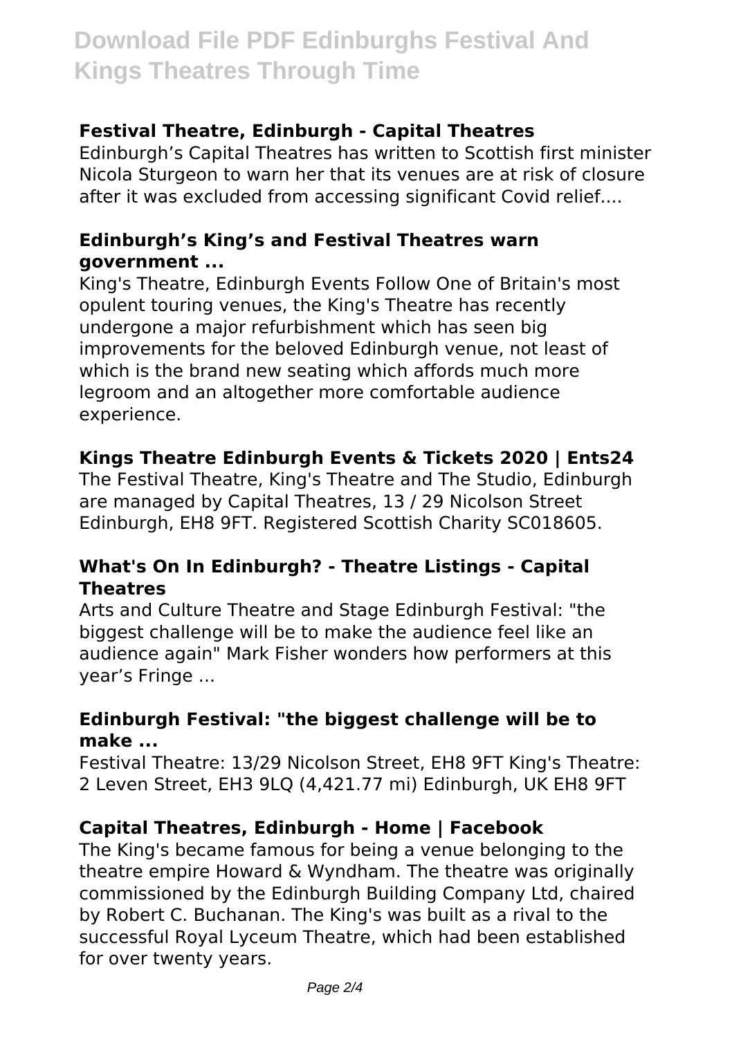**Festival Theatre, Edinburgh - Capital Theatres**

Edinburgh's Capital Theatres has written to Scottish first minister Nicola Sturgeon to warn her that its venues are at risk of closure after it was excluded from accessing significant Covid relief....

**Edinburgh's King's and Festival Theatres warn government ...**

King's Theatre, Edinburgh Events Follow One of Britain's most opulent touring venues, the King's Theatre has recently undergone a major refurbishment which has seen big improvements for the beloved Edinburgh venue, not least of which is the brand new seating which affords much more legroom and an altogether more comfortable audience experience.

**Kings Theatre Edinburgh Events & Tickets 2020 | Ents24**

The Festival Theatre, King's Theatre and The Studio, Edinburgh are managed by Capital Theatres, 13 / 29 Nicolson Street Edinburgh, EH8 9FT. Registered Scottish Charity SC018605.

**What's On In Edinburgh? - Theatre Listings - Capital Theatres**

Arts and Culture Theatre and Stage Edinburgh Festival: "the biggest challenge will be to make the audience feel like an audience again" Mark Fisher wonders how performers at this year's Fringe ...

**Edinburgh Festival: "the biggest challenge will be to make ...**

Festival Theatre: 13/29 Nicolson Street, EH8 9FT King's Theatre: 2 Leven Street, EH3 9LQ (4,421.77 mi) Edinburgh, UK EH8 9FT

**Capital Theatres, Edinburgh - Home | Facebook**

The King's became famous for being a venue belonging to the theatre empire Howard & Wyndham. The theatre was originally commissioned by the Edinburgh Building Company Ltd, chaired by Robert C. Buchanan. The King's was built as a rival to the successful Royal Lyceum Theatre, which had been established for over twenty years.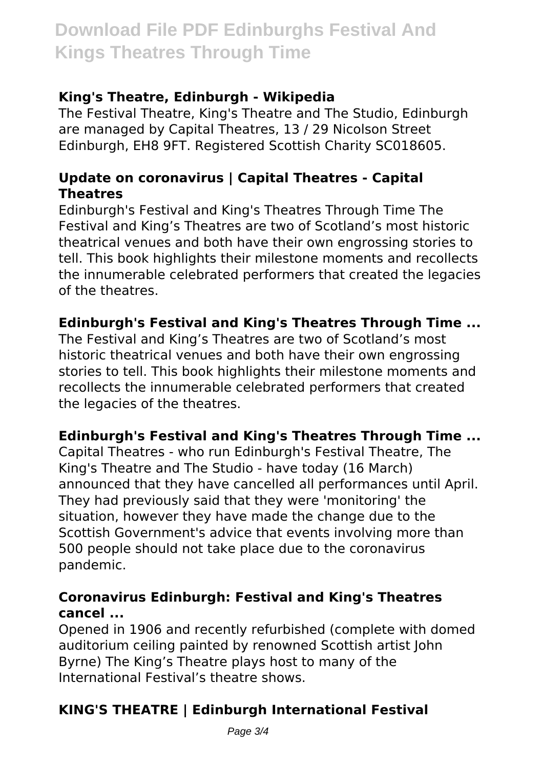### King's Theatre, Edinburgh - Wikipedia

The Festival Theatre, King's Theatre and The Studio, Edinburgh are managed by Capital Theatres, 13 / 29 Nicolson Street Edinburgh, EH8 9FT. Registered Scottish Charity SC018605.

### Update on coronavirus | Capital Theatres - Capital Theatres

Edinburgh's Festival and King's Theatres Through Time The Festival and King's Theatres are two of Scotland's most historic theatrical venues and both have their own engrossing stories to tell. This book highlights their milestone moments and recollects the innumerable celebrated performers that created the legacies of the theatres.

### Edinburgh's Festival and King's Theatres Through Time ...

The Festival and King's Theatres are two of Scotland's most historic theatrical venues and both have their own engrossing stories to tell. This book highlights their milestone moments and recollects the innumerable celebrated performers that created the legacies of the theatres.

### Edinburgh's Festival and King's Theatres Through Time ...

Capital Theatres - who run Edinburgh's Festival Theatre, The King's Theatre and The Studio - have today (16 March) announced that they have cancelled all performances until April. They had previously said that they were 'monitoring' the situation, however they have made the change due to the Scottish Government's advice that events involving more than 500 people should not take place due to the coronavirus pandemic.

### Coronavirus Edinburgh: Festival and King's Theatres cancel ...

Opened in 1906 and recently refurbished (complete with domed auditorium ceiling painted by renowned Scottish artist John Byrne) The King's Theatre plays host to many of the International Festival's theatre shows.

### KING'S THEATRE | Edinburgh International Festival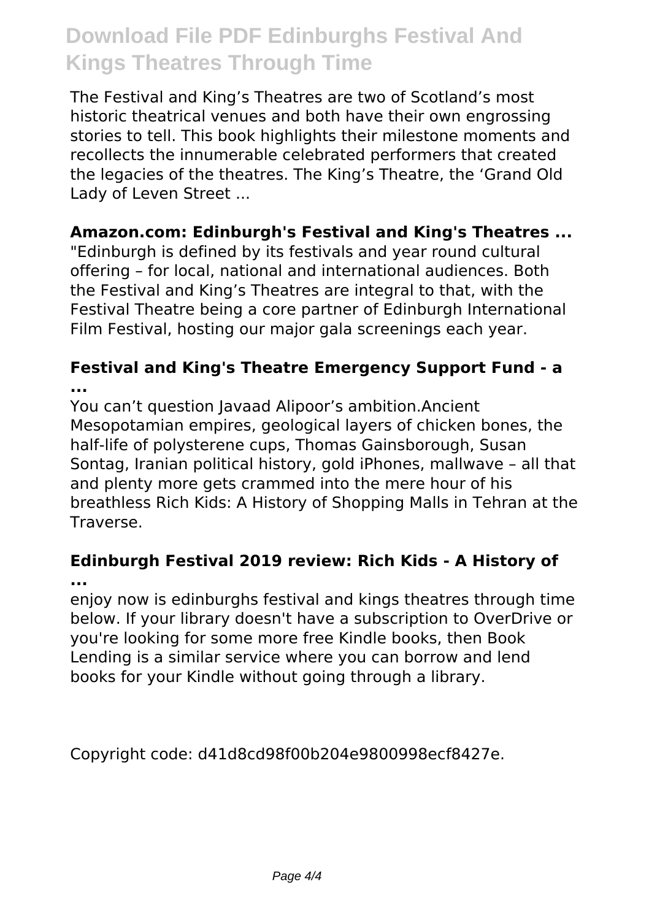The Festival and King's Theatres are two of Scotland's most historic theatrical venues and both have their own engrossing stories to tell. This book highlights their milestone moments and recollects the innumerable celebrated performers that created the legacies of the theatres. The King's Theatre, the 'Grand Old Lady of Leven Street ...

**Amazon.com: Edinburgh's Festival and King's Theatres ...**

"Edinburgh is defined by its festivals and year round cultural offering – for local, national and international audiences. Both the Festival and King's Theatres are integral to that, with the Festival Theatre being a core partner of Edinburgh International Film Festival, hosting our major gala screenings each year.

**Festival and King's Theatre Emergency Support Fund - a ...**

You can't question Javaad Alipoor's ambition.Ancient Mesopotamian empires, geological layers of chicken bones, the half-life of polysterene cups, Thomas Gainsborough, Susan Sontag, Iranian political history, gold iPhones, mallwave – all that and plenty more gets crammed into the mere hour of his breathless Rich Kids: A History of Shopping Malls in Tehran at the Traverse.

**Edinburgh Festival 2019 review: Rich Kids - A History of ...**

enjoy now is edinburghs festival and kings theatres through time below. If your library doesn't have a subscription to OverDrive or you're looking for some more free Kindle books, then Book Lending is a similar service where you can borrow and lend books for your Kindle without going through a library.

Copyright code: d41d8cd98f00b204e9800998ecf8427e.